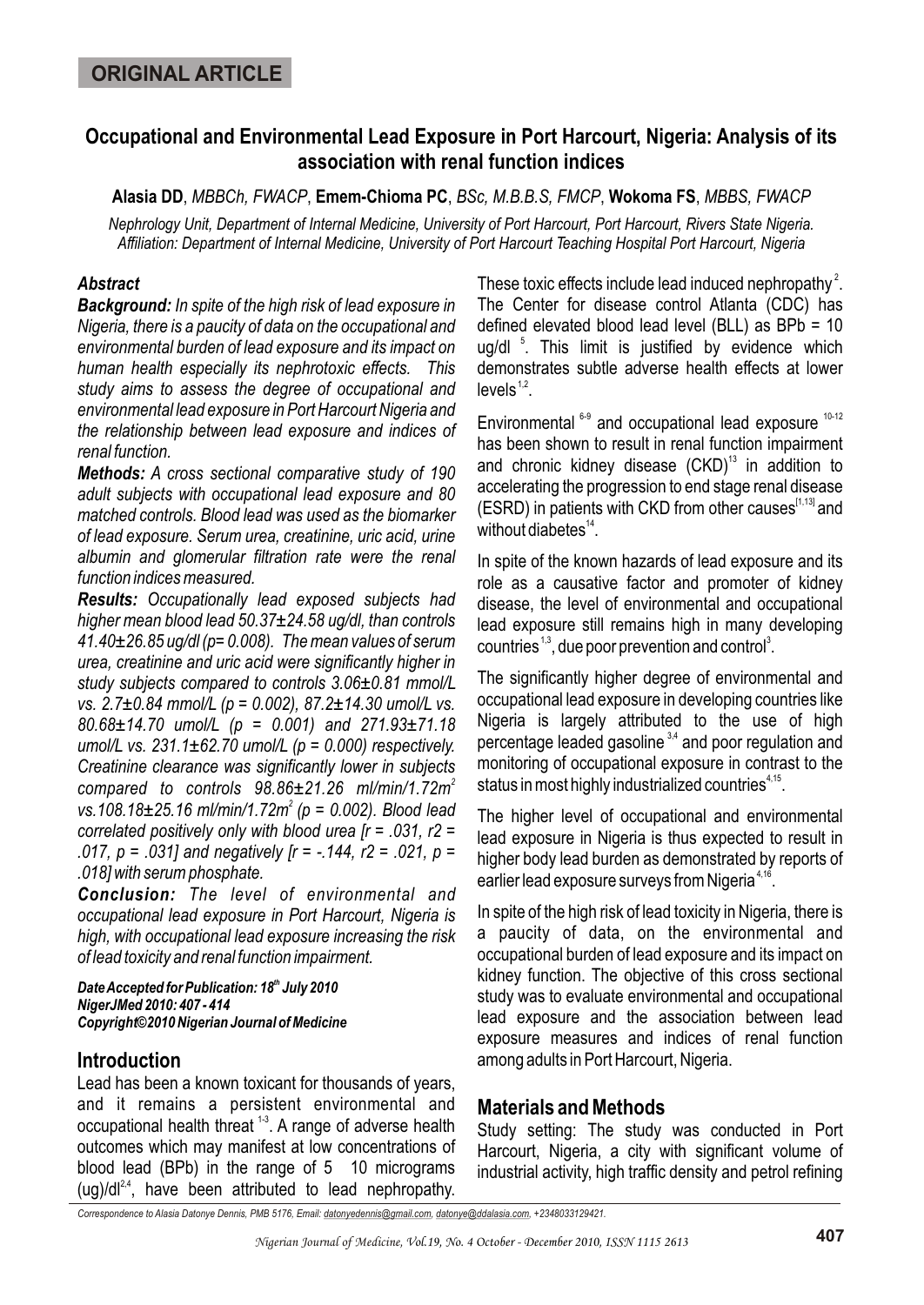ORIGINAL ARTICLE

# Occupational and Environmental Lead Exposure in Port Harcourt, Nigeria: Analysis of its association with renal function indices

**Alasia DD**, *MBBCh, FWACP*, **Emem-Chioma PC**, *BSc, M.B.B.S, FMCP*, **Wokoma FS**, *MBBS, FWACP*

*Nephrology Unit, Department of Internal Medicine, University of Port Harcourt, Port Harcourt, Rivers State Nigeria. Affiliation: Department of Internal Medicine, University of Port Harcourt Teaching Hospital Port Harcourt, Nigeria*

### *Abstract*

***Background:*** *In spite of the high risk of lead exposure in Nigeria, there is a paucity of data on the occupational and environmental burden of lead exposure and its impact on human health especially its nephrotoxic effects. This study aims to assess the degree of occupational and environmental lead exposure in Port Harcourt Nigeria and the relationship between lead exposure and indices of renal function.*

***Methods:*** *A cross sectional comparative study of 190 adult subjects with occupational lead exposure and 80 matched controls. Blood lead was used as the biomarker of lead exposure. Serum urea, creatinine, uric acid, urine albumin and glomerular filtration rate were the renal function indices measured.*

***Results:*** *Occupationally lead exposed subjects had higher mean blood lead 50.37±24.58 ug/dl, than controls 41.40±26.85 ug/dl (p= 0.008). The mean values of serum urea, creatinine and uric acid were significantly higher in study subjects compared to controls 3.06±0.81 mmol/L vs. 2.7±0.84 mmol/L (p = 0.002), 87.2±14.30 umol/L vs. 80.68±14.70 umol/L (p = 0.001) and 271.93±71.18 umol/L vs. 231.1±62.70 umol/L (p = 0.000) respectively. Creatinine clearance was significantly lower in subjects compared to controls 98.86±21.26 ml/min/1.72m$^2$ vs.108.18±25.16 ml/min/1.72m$^2$ (p = 0.002). Blood lead correlated positively only with blood urea [r = .031, r2 = .017, p = .031] and negatively [r = -.144, r2 = .021, p = .018] with serum phosphate.*

***Conclusion:*** *The level of environmental and occupational lead exposure in Port Harcourt, Nigeria is high, with occupational lead exposure increasing the risk of lead toxicity and renal function impairment.*

***Date Accepted for Publication: 18th July 2010***
***NigerJMed 2010: 407 - 414***
***Copyright©2010 Nigerian Journal of Medicine***

## Introduction

Lead has been a known toxicant for thousands of years, and it remains a persistent environmental and occupational health threat [1-3]. A range of adverse health outcomes which may manifest at low concentrations of blood lead (BPb) in the range of 5 10 micrograms (ug)/dl[2,4], have been attributed to lead nephropathy. These toxic effects include lead induced nephropathy [2]. The Center for disease control Atlanta (CDC) has defined elevated blood lead level (BLL) as BPb = 10 ug/dl [5]. This limit is justified by evidence which demonstrates subtle adverse health effects at lower levels[1,2].

Environmental [6-9] and occupational lead exposure [10-12] has been shown to result in renal function impairment and chronic kidney disease (CKD)[13] in addition to accelerating the progression to end stage renal disease (ESRD) in patients with CKD from other causes[1,13] and without diabetes[14].

In spite of the known hazards of lead exposure and its role as a causative factor and promoter of kidney disease, the level of environmental and occupational lead exposure still remains high in many developing countries[1,3], due poor prevention and control[3].

The significantly higher degree of environmental and occupational lead exposure in developing countries like Nigeria is largely attributed to the use of high percentage leaded gasoline [3,4] and poor regulation and monitoring of occupational exposure in contrast to the status in most highly industrialized countries[4,15].

The higher level of occupational and environmental lead exposure in Nigeria is thus expected to result in higher body lead burden as demonstrated by reports of earlier lead exposure surveys from Nigeria[4,16].

In spite of the high risk of lead toxicity in Nigeria, there is a paucity of data, on the environmental and occupational burden of lead exposure and its impact on kidney function. The objective of this cross sectional study was to evaluate environmental and occupational lead exposure and the association between lead exposure measures and indices of renal function among adults in Port Harcourt, Nigeria.

## Materials and Methods

Study setting: The study was conducted in Port Harcourt, Nigeria, a city with significant volume of industrial activity, high traffic density and petrol refining

Correspondence to Alasia Datonye Dennis, PMB 5176, Email: datonyedennis@gmail.com, datonye@ddalasia.com, +2348033129421.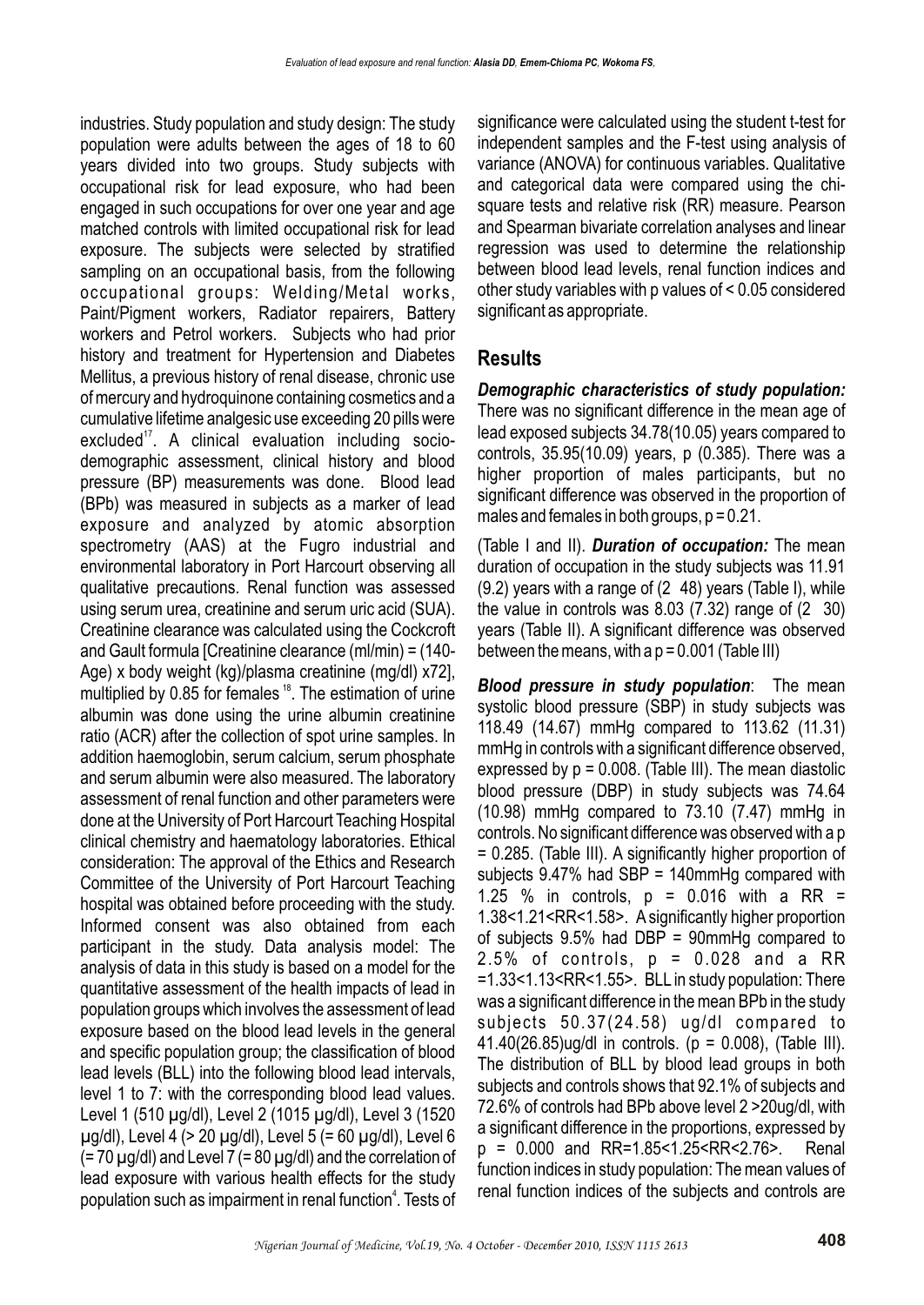industries. Study population and study design: The study population were adults between the ages of 18 to 60 years divided into two groups. Study subjects with occupational risk for lead exposure, who had been engaged in such occupations for over one year and age matched controls with limited occupational risk for lead exposure. The subjects were selected by stratified sampling on an occupational basis, from the following occupational groups: Welding/Metal works, Paint/Pigment workers, Radiator repairers, Battery workers and Petrol workers. Subjects who had prior history and treatment for Hypertension and Diabetes Mellitus, a previous history of renal disease, chronic use of mercury and hydroquinone containing cosmetics and a cumulative lifetime analgesic use exceeding 20 pills were excluded[17]. A clinical evaluation including socio-demographic assessment, clinical history and blood pressure (BP) measurements was done. Blood lead (BPb) was measured in subjects as a marker of lead exposure and analyzed by atomic absorption spectrometry (AAS) at the Fugro industrial and environmental laboratory in Port Harcourt observing all qualitative precautions. Renal function was assessed using serum urea, creatinine and serum uric acid (SUA). Creatinine clearance was calculated using the Cockcroft and Gault formula [Creatinine clearance (ml/min) = (140-Age) x body weight (kg)/plasma creatinine (mg/dl) x72], multiplied by 0.85 for females[18]. The estimation of urine albumin was done using the urine albumin creatinine ratio (ACR) after the collection of spot urine samples. In addition haemoglobin, serum calcium, serum phosphate and serum albumin were also measured. The laboratory assessment of renal function and other parameters were done at the University of Port Harcourt Teaching Hospital clinical chemistry and haematology laboratories. Ethical consideration: The approval of the Ethics and Research Committee of the University of Port Harcourt Teaching hospital was obtained before proceeding with the study. Informed consent was also obtained from each participant in the study. Data analysis model: The analysis of data in this study is based on a model for the quantitative assessment of the health impacts of lead in population groups which involves the assessment of lead exposure based on the blood lead levels in the general and specific population group; the classification of blood lead levels (BLL) into the following blood lead intervals, level 1 to 7: with the corresponding blood lead values. Level 1 (510 µg/dl), Level 2 (1015 µg/dl), Level 3 (1520 µg/dl), Level 4 (> 20 µg/dl), Level 5 (= 60 µg/dl), Level 6 (= 70 µg/dl) and Level 7 (= 80 µg/dl) and the correlation of lead exposure with various health effects for the study population such as impairment in renal function[4]. Tests of significance were calculated using the student t-test for independent samples and the F-test using analysis of variance (ANOVA) for continuous variables. Qualitative and categorical data were compared using the chi-square tests and relative risk (RR) measure. Pearson and Spearman bivariate correlation analyses and linear regression was used to determine the relationship between blood lead levels, renal function indices and other study variables with p values of < 0.05 considered significant as appropriate.

## Results

***Demographic characteristics of study population:*** There was no significant difference in the mean age of lead exposed subjects 34.78(10.05) years compared to controls, 35.95(10.09) years, p (0.385). There was a higher proportion of males participants, but no significant difference was observed in the proportion of males and females in both groups, p = 0.21.

(Table I and II). ***Duration of occupation:*** The mean duration of occupation in the study subjects was 11.91 (9.2) years with a range of (2 48) years (Table I), while the value in controls was 8.03 (7.32) range of (2 30) years (Table II). A significant difference was observed between the means, with a p = 0.001 (Table III)

***Blood pressure in study population***: The mean systolic blood pressure (SBP) in study subjects was 118.49 (14.67) mmHg compared to 113.62 (11.31) mmHg in controls with a significant difference observed, expressed by p = 0.008. (Table III). The mean diastolic blood pressure (DBP) in study subjects was 74.64 (10.98) mmHg compared to 73.10 (7.47) mmHg in controls. No significant difference was observed with a p = 0.285. (Table III). A significantly higher proportion of subjects 9.47% had SBP = 140mmHg compared with 1.25 % in controls, p = 0.016 with a RR = 1.38<1.21<RR<1.58>. A significantly higher proportion of subjects 9.5% had DBP = 90mmHg compared to 2.5% of controls, p = 0.028 and a RR =1.33<1.13<RR<1.55>. BLL in study population: There was a significant difference in the mean BPb in the study subjects 50.37(24.58) ug/dl compared to 41.40(26.85)ug/dl in controls. (p = 0.008), (Table III). The distribution of BLL by blood lead groups in both subjects and controls shows that 92.1% of subjects and 72.6% of controls had BPb above level 2 >20ug/dl, with a significant difference in the proportions, expressed by p = 0.000 and RR=1.85<1.25<RR<2.76>. Renal function indices in study population: The mean values of renal function indices of the subjects and controls are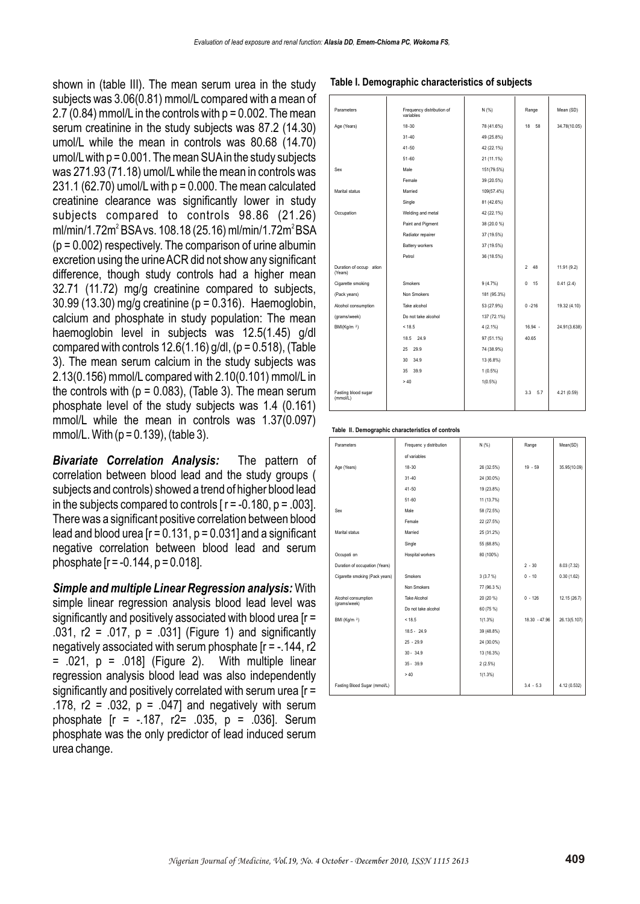shown in (table III). The mean serum urea in the study subjects was 3.06(0.81) mmol/L compared with a mean of 2.7 (0.84) mmol/L in the controls with p = 0.002. The mean serum creatinine in the study subjects was 87.2 (14.30) umol/L while the mean in controls was 80.68 (14.70) umol/L with p = 0.001. The mean SUA in the study subjects was 271.93 (71.18) umol/L while the mean in controls was 231.1 (62.70) umol/L with p = 0.000. The mean calculated creatinine clearance was significantly lower in study subjects compared to controls 98.86 (21.26) ml/min/1.72m$^2$ BSA vs. 108.18 (25.16) ml/min/1.72m$^2$ BSA (p = 0.002) respectively. The comparison of urine albumin excretion using the urine ACR did not show any significant difference, though study controls had a higher mean 32.71 (11.72) mg/g creatinine compared to subjects, 30.99 (13.30) mg/g creatinine (p = 0.316). Haemoglobin, calcium and phosphate in study population: The mean haemoglobin level in subjects was 12.5(1.45) g/dl compared with controls 12.6(1.16) g/dl, (p = 0.518), (Table 3). The mean serum calcium in the study subjects was 2.13(0.156) mmol/L compared with 2.10(0.101) mmol/L in the controls with (p = 0.083), (Table 3). The mean serum phosphate level of the study subjects was 1.4 (0.161) mmol/L while the mean in controls was 1.37(0.097) mmol/L. With (p = 0.139), (table 3).

***Bivariate Correlation Analysis:*** The pattern of correlation between blood lead and the study groups ( subjects and controls) showed a trend of higher blood lead in the subjects compared to controls [ r = -0.180, p = .003]. There was a significant positive correlation between blood lead and blood urea [r = 0.131, p = 0.031] and a significant negative correlation between blood lead and serum phosphate [r = -0.144, p = 0.018].

***Simple and multiple Linear Regression analysis:*** With simple linear regression analysis blood lead level was significantly and positively associated with blood urea [r = .031, r2 = .017, p = .031] (Figure 1) and significantly negatively associated with serum phosphate [r = -.144, r2 = .021, p = .018] (Figure 2). With multiple linear regression analysis blood lead was also independently significantly and positively correlated with serum urea [r = .178, r2 = .032, p = .047] and negatively with serum phosphate [r = -.187, r2= .035, p = .036]. Serum phosphate was the only predictor of lead induced serum urea change.

**Table I. Demographic characteristics of subjects**

| Parameters | Frequency distribution of variables | N (%) | Range | Mean (SD) |
|---|---|---|---|---|
| Age (Years) | 18-30 | 78 (41.6%) | 18 58 | 34.78(10.05) |
| | 31-40 | 49 (25.8%) | | |
| | 41-50 | 42 (22.1%) | | |
| | 51-60 | 21 (11.1%) | | |
| Sex | Male | 151(79.5%) | | |
| | Female | 39 (20.5%) | | |
| Marital status | Married | 109(57.4%) | | |
| | Single | 81 (42.6%) | | |
| Occupation | Welding and metal | 42 (22.1%) | | |
| | Paint and Pigment | 38 (20.0 %) | | |
| | Radiator repairer | 37 (19.5%) | | |
| | Battery workers | 37 (19.5%) | | |
| | Petrol | 36 (18.5%) | | |
| Duration of occup ation (Years) | | | 2 48 | 11.91 (9.2) |
| Cigarette smoking | Smokers | 9 (4.7%) | 0 15 | 0.41 (2.4) |
| (Pack years) | Non Smokers | 181 (95.3%) | | |
| Alcohol consumption | Take alcohol | 53 (27.9%) | 0 -216 | 19.32 (4.10) |
| (grams/week) | Do not take alcohol | 137 (72.1%) | | |
| BMI(Kg/m $^2$) | < 18.5 | 4 (2.1%) | 16.94 - | 24.91(3.638) |
| | 18.5 24.9 | 97 (51.1%) | 40.65 | |
| | 25 29.9 | 74 (38.9%) | | |
| | 30 34.9 | 13 (6.8%) | | |
| | 35 39.9 | 1 (0.5%) | | |
| | > 40 | 1(0.5%) | | |
| Fasting blood sugar (mmol/L) | | | 3.3 5.7 | 4.21 (0.59) |

**Table II. Demographic characteristics of controls**

| Parameters | Frequenc y distribution of variables | N (%) | Range | Mean(SD) |
|---|---|---|---|---|
| Age (Years) | 18-30 | 26 (32.5%) | 19 - 59 | 35.95(10.09) |
| | 31-40 | 24 (30.0%) | | |
| | 41-50 | 19 (23.8%) | | |
| | 51-60 | 11 (13.7%) | | |
| Sex | Male | 58 (72.5%) | | |
| | Female | 22 (27.5%) | | |
| Marital status | Married | 25 (31.2%) | | |
| | Single | 55 (68.8%) | | |
| Occupati on | Hospital workers | 80 (100%) | | |
| Duration of occupation (Years) | | | 2 - 30 | 8.03 (7.32) |
| Cigarette smoking (Pack years) | Smokers | 3 (3.7 %) | 0 - 10 | 0.30 (1.62) |
| | Non Smokers | 77 (96.3 %) | | |
| Alcohol consumption (grams/week) | Take Alcohol | 20 (20 %) | 0 - 126 | 12.15 (26.7) |
| | Do not take alcohol | 60 (75 %) | | |
| BMI (Kg/m $^2$) | < 18.5 | 1(1.3%) | 18.30 - 47.96 | 26.13(5.107) |
| | 18.5 - 24.9 | 39 (48.8%) | | |
| | 25 - 29.9 | 24 (30.0%) | | |
| | 30 - 34.9 | 13 (16.3%) | | |
| | 35 - 39.9 | 2 (2.5%) | | |
| | > 40 | 1(1.3%) | | |
| Fasting Blood Sugar (mmol/L) | | | 3.4 - 5.3 | 4.12 (0.532) |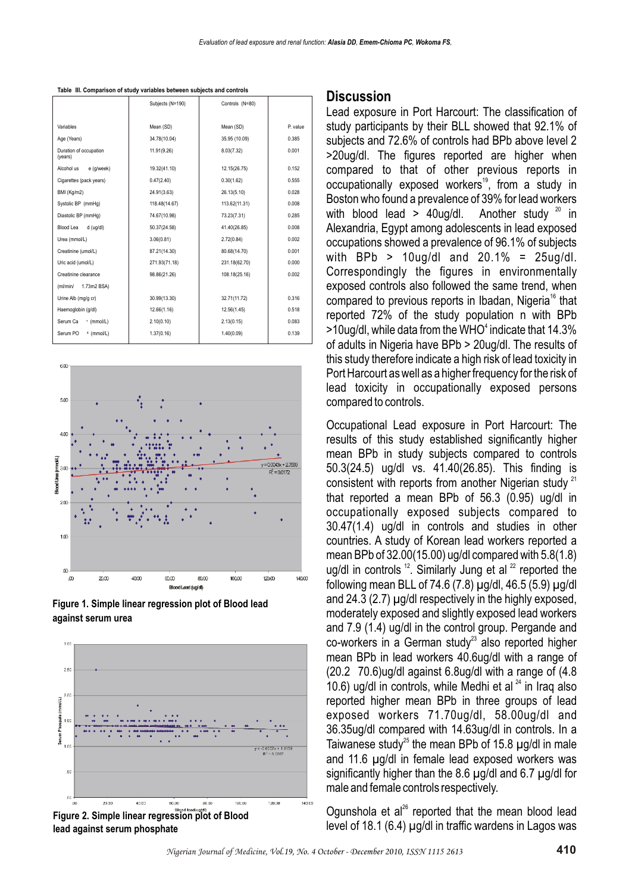**Table III. Comparison of study variables between subjects and controls**

| | Subjects (N=190) | Controls (N=80) | |
|---|---|---|---|
| Variables | Mean (SD) | Mean (SD) | P. value |
| Age (Years) | 34.78(10.04) | 35.95 (10.09) | 0.385 |
| Duration of occupation (years) | 11.91(9.26) | 8.03(7.32) | 0.001 |
| Alcohol use (g/week) | 19.32(41.10) | 12.15(26.75) | 0.152 |
| Cigarettes (pack years) | 0.47(2.40) | 0.30(1.62) | 0.555 |
| BMI (Kg/m2) | 24.91(3.63) | 26.13(5.10) | 0.028 |
| Systolic BP (mmHg) | 118.48(14.67) | 113.62(11.31) | 0.008 |
| Diastolic BP (mmHg) | 74.67(10.98) | 73.23(7.31) | 0.285 |
| Blood Lead (ug/dl) | 50.37(24.58) | 41.40(26.85) | 0.008 |
| Urea (mmol/L) | 3.06(0.81) | 2.72(0.84) | 0.002 |
| Creatinine (umol/L) | 87.21(14.30) | 80.68(14.70) | 0.001 |
| Uric acid (umol/L) | 271.93(71.18) | 231.18(62.70) | 0.000 |
| Creatinine clearance (ml/min/ 1.73m2 BSA) | 98.86(21.26) | 108.18(25.16) | 0.002 |
| Urine Alb (mg/g cr) | 30.99(13.30) | 32.71(11.72) | 0.316 |
| Haemoglobin (g/dl) | 12.66(1.16) | 12.56(1.45) | 0.518 |
| Serum $Ca^{+}$ (mmol/L) | 2.10(0.10) | 2.13(0.15) | 0.083 |
| Serum $PO_4$ (mmol/L) | 1.37(0.16) | 1.40(0.09) | 0.139 |

**Figure 1. Simple linear regression plot of Blood lead against serum urea**

**Figure 2. Simple linear regression plot of Blood lead against serum phosphate**

## Discussion

Lead exposure in Port Harcourt: The classification of study participants by their BLL showed that 92.1% of subjects and 72.6% of controls had BPb above level 2 >20ug/dl. The figures reported are higher when compared to that of other previous reports in occupationally exposed workers[19], from a study in Boston who found a prevalence of 39% for lead workers with blood lead > 40ug/dl. Another study [20] in Alexandria, Egypt among adolescents in lead exposed occupations showed a prevalence of 96.1% of subjects with BPb > 10ug/dl and 20.1% = 25ug/dl. Correspondingly the figures in environmentally exposed controls also followed the same trend, when compared to previous reports in Ibadan, Nigeria[16] that reported 72% of the study population n with BPb >10ug/dl, while data from the WHO[4] indicate that 14.3% of adults in Nigeria have BPb > 20ug/dl. The results of this study therefore indicate a high risk of lead toxicity in Port Harcourt as well as a higher frequency for the risk of lead toxicity in occupationally exposed persons compared to controls.

Occupational Lead exposure in Port Harcourt: The results of this study established significantly higher mean BPb in study subjects compared to controls 50.3(24.5) ug/dl vs. 41.40(26.85). This finding is consistent with reports from another Nigerian study [21] that reported a mean BPb of 56.3 (0.95) ug/dl in occupationally exposed subjects compared to 30.47(1.4) ug/dl in controls and studies in other countries. A study of Korean lead workers reported a mean BPb of 32.00(15.00) ug/dl compared with 5.8(1.8) ug/dl in controls [12]. Similarly Jung et al [22] reported the following mean BLL of 74.6 (7.8) µg/dl, 46.5 (5.9) µg/dl and 24.3 (2.7) µg/dl respectively in the highly exposed, moderately exposed and slightly exposed lead workers and 7.9 (1.4) ug/dl in the control group. Pergande and co-workers in a German study[23] also reported higher mean BPb in lead workers 40.6ug/dl with a range of (20.2 70.6)ug/dl against 6.8ug/dl with a range of (4.8 10.6) ug/dl in controls, while Medhi et al [24] in Iraq also reported higher mean BPb in three groups of lead exposed workers 71.70ug/dl, 58.00ug/dl and 36.35ug/dl compared with 14.63ug/dl in controls. In a Taiwanese study[25] the mean BPb of 15.8 µg/dl in male and 11.6 µg/dl in female lead exposed workers was significantly higher than the 8.6 µg/dl and 6.7 µg/dl for male and female controls respectively.

Ogunshola et al[26] reported that the mean blood lead level of 18.1 (6.4) µg/dl in traffic wardens in Lagos was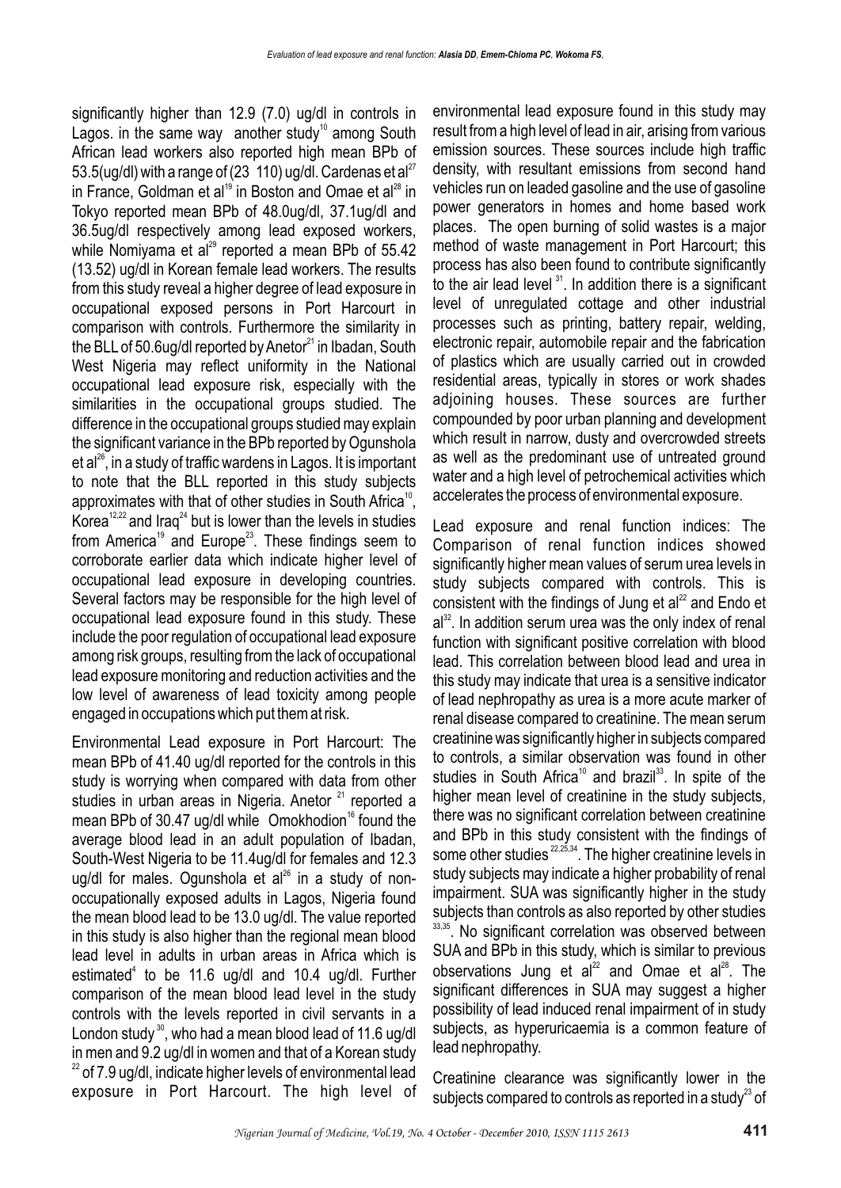significantly higher than 12.9 (7.0) ug/dl in controls in Lagos. in the same way another study[10] among South African lead workers also reported high mean BPb of 53.5(ug/dl) with a range of (23 110) ug/dl. Cardenas et al[27] in France, Goldman et al[19] in Boston and Omae et al[28] in Tokyo reported mean BPb of 48.0ug/dl, 37.1ug/dl and 36.5ug/dl respectively among lead exposed workers, while Nomiyama et al[29] reported a mean BPb of 55.42 (13.52) ug/dl in Korean female lead workers. The results from this study reveal a higher degree of lead exposure in occupational exposed persons in Port Harcourt in comparison with controls. Furthermore the similarity in the BLL of 50.6ug/dl reported by Anetor[21] in Ibadan, South West Nigeria may reflect uniformity in the National occupational lead exposure risk, especially with the similarities in the occupational groups studied. The difference in the occupational groups studied may explain the significant variance in the BPb reported by Ogunshola et al[26], in a study of traffic wardens in Lagos. It is important to note that the BLL reported in this study subjects approximates with that of other studies in South Africa[10], Korea[12,22] and Iraq[24] but is lower than the levels in studies from America[19] and Europe[23]. These findings seem to corroborate earlier data which indicate higher level of occupational lead exposure in developing countries. Several factors may be responsible for the high level of occupational lead exposure found in this study. These include the poor regulation of occupational lead exposure among risk groups, resulting from the lack of occupational lead exposure monitoring and reduction activities and the low level of awareness of lead toxicity among people engaged in occupations which put them at risk.

Environmental Lead exposure in Port Harcourt: The mean BPb of 41.40 ug/dl reported for the controls in this study is worrying when compared with data from other studies in urban areas in Nigeria. Anetor [21] reported a mean BPb of 30.47 ug/dl while Omokhodion[16] found the average blood lead in an adult population of Ibadan, South-West Nigeria to be 11.4ug/dl for females and 12.3 ug/dl for males. Ogunshola et al[26] in a study of non-occupationally exposed adults in Lagos, Nigeria found the mean blood lead to be 13.0 ug/dl. The value reported in this study is also higher than the regional mean blood lead level in adults in urban areas in Africa which is estimated[4] to be 11.6 ug/dl and 10.4 ug/dl. Further comparison of the mean blood lead level in the study controls with the levels reported in civil servants in a London study [30], who had a mean blood lead of 11.6 ug/dl in men and 9.2 ug/dl in women and that of a Korean study [22] of 7.9 ug/dl, indicate higher levels of environmental lead exposure in Port Harcourt. The high level of environmental lead exposure found in this study may result from a high level of lead in air, arising from various emission sources. These sources include high traffic density, with resultant emissions from second hand vehicles run on leaded gasoline and the use of gasoline power generators in homes and home based work places. The open burning of solid wastes is a major method of waste management in Port Harcourt; this process has also been found to contribute significantly to the air lead level [31]. In addition there is a significant level of unregulated cottage and other industrial processes such as printing, battery repair, welding, electronic repair, automobile repair and the fabrication of plastics which are usually carried out in crowded residential areas, typically in stores or work shades adjoining houses. These sources are further compounded by poor urban planning and development which result in narrow, dusty and overcrowded streets as well as the predominant use of untreated ground water and a high level of petrochemical activities which accelerates the process of environmental exposure.

Lead exposure and renal function indices: The Comparison of renal function indices showed significantly higher mean values of serum urea levels in study subjects compared with controls. This is consistent with the findings of Jung et al[22] and Endo et al[32]. In addition serum urea was the only index of renal function with significant positive correlation with blood lead. This correlation between blood lead and urea in this study may indicate that urea is a sensitive indicator of lead nephropathy as urea is a more acute marker of renal disease compared to creatinine. The mean serum creatinine was significantly higher in subjects compared to controls, a similar observation was found in other studies in South Africa[10] and brazil[33]. In spite of the higher mean level of creatinine in the study subjects, there was no significant correlation between creatinine and BPb in this study consistent with the findings of some other studies [22,25,34]. The higher creatinine levels in study subjects may indicate a higher probability of renal impairment. SUA was significantly higher in the study subjects than controls as also reported by other studies [33,35]. No significant correlation was observed between SUA and BPb in this study, which is similar to previous observations Jung et al[22] and Omae et al[28]. The significant differences in SUA may suggest a higher possibility of lead induced renal impairment of in study subjects, as hyperuricaemia is a common feature of lead nephropathy.

Creatinine clearance was significantly lower in the subjects compared to controls as reported in a study[23] of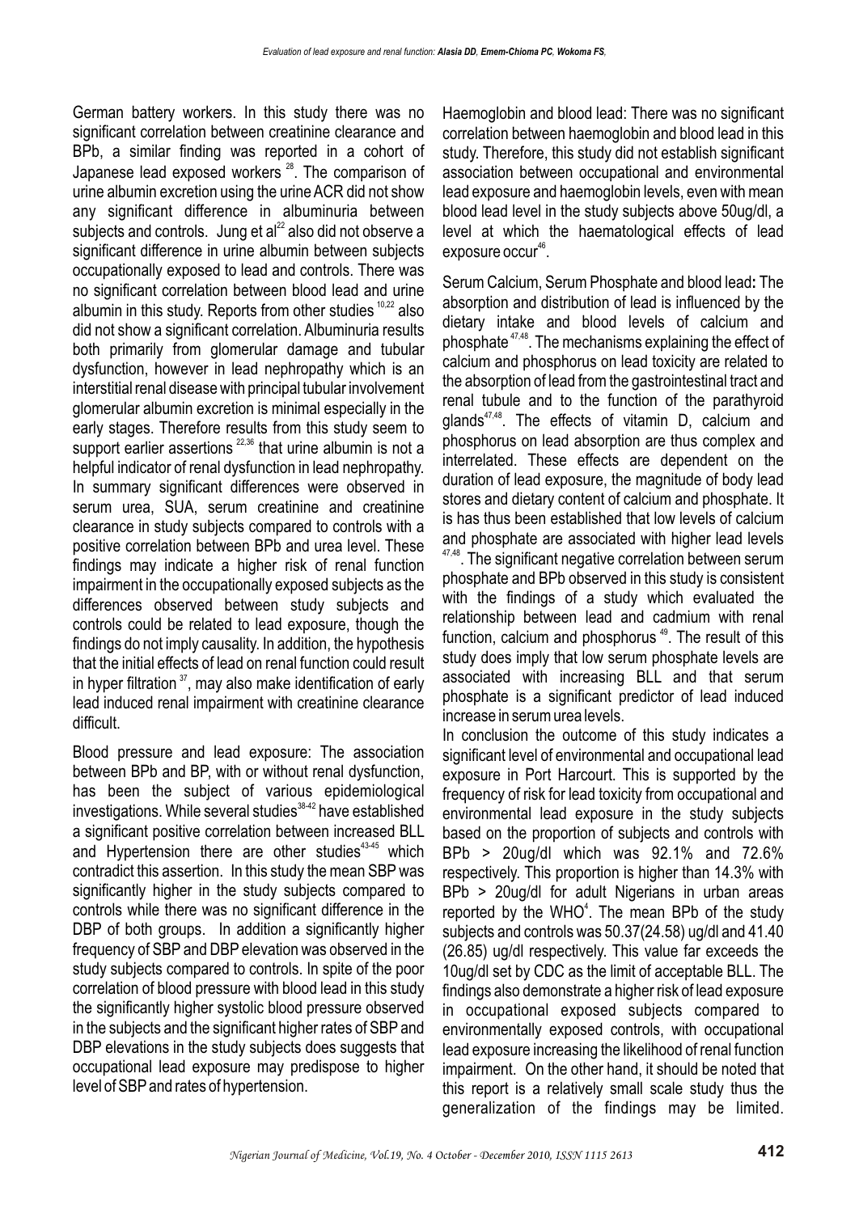German battery workers. In this study there was no significant correlation between creatinine clearance and BPb, a similar finding was reported in a cohort of Japanese lead exposed workers [28]. The comparison of urine albumin excretion using the urine ACR did not show any significant difference in albuminuria between subjects and controls. Jung et al[22] also did not observe a significant difference in urine albumin between subjects occupationally exposed to lead and controls. There was no significant correlation between blood lead and urine albumin in this study. Reports from other studies [10,22] also did not show a significant correlation. Albuminuria results both primarily from glomerular damage and tubular dysfunction, however in lead nephropathy which is an interstitial renal disease with principal tubular involvement glomerular albumin excretion is minimal especially in the early stages. Therefore results from this study seem to support earlier assertions [22,36] that urine albumin is not a helpful indicator of renal dysfunction in lead nephropathy. In summary significant differences were observed in serum urea, SUA, serum creatinine and creatinine clearance in study subjects compared to controls with a positive correlation between BPb and urea level. These findings may indicate a higher risk of renal function impairment in the occupationally exposed subjects as the differences observed between study subjects and controls could be related to lead exposure, though the findings do not imply causality. In addition, the hypothesis that the initial effects of lead on renal function could result in hyper filtration [37], may also make identification of early lead induced renal impairment with creatinine clearance difficult.

Blood pressure and lead exposure: The association between BPb and BP, with or without renal dysfunction, has been the subject of various epidemiological investigations. While several studies[38-42] have established a significant positive correlation between increased BLL and Hypertension there are other studies[43-45] which contradict this assertion. In this study the mean SBP was significantly higher in the study subjects compared to controls while there was no significant difference in the DBP of both groups. In addition a significantly higher frequency of SBP and DBP elevation was observed in the study subjects compared to controls. In spite of the poor correlation of blood pressure with blood lead in this study the significantly higher systolic blood pressure observed in the subjects and the significant higher rates of SBP and DBP elevations in the study subjects does suggests that occupational lead exposure may predispose to higher level of SBP and rates of hypertension.

Haemoglobin and blood lead: There was no significant correlation between haemoglobin and blood lead in this study. Therefore, this study did not establish significant association between occupational and environmental lead exposure and haemoglobin levels, even with mean blood lead level in the study subjects above 50ug/dl, a level at which the haematological effects of lead exposure occur[46].

Serum Calcium, Serum Phosphate and blood lead**:** The absorption and distribution of lead is influenced by the dietary intake and blood levels of calcium and phosphate [47,48]. The mechanisms explaining the effect of calcium and phosphorus on lead toxicity are related to the absorption of lead from the gastrointestinal tract and renal tubule and to the function of the parathyroid glands[47,48]. The effects of vitamin D, calcium and phosphorus on lead absorption are thus complex and interrelated. These effects are dependent on the duration of lead exposure, the magnitude of body lead stores and dietary content of calcium and phosphate. It is has thus been established that low levels of calcium and phosphate are associated with higher lead levels [47,48]. The significant negative correlation between serum phosphate and BPb observed in this study is consistent with the findings of a study which evaluated the relationship between lead and cadmium with renal function, calcium and phosphorus [49]. The result of this study does imply that low serum phosphate levels are associated with increasing BLL and that serum phosphate is a significant predictor of lead induced increase in serum urea levels.

In conclusion the outcome of this study indicates a significant level of environmental and occupational lead exposure in Port Harcourt. This is supported by the frequency of risk for lead toxicity from occupational and environmental lead exposure in the study subjects based on the proportion of subjects and controls with BPb > 20ug/dl which was 92.1% and 72.6% respectively. This proportion is higher than 14.3% with BPb > 20ug/dl for adult Nigerians in urban areas reported by the WHO[4]. The mean BPb of the study subjects and controls was 50.37(24.58) ug/dl and 41.40 (26.85) ug/dl respectively. This value far exceeds the 10ug/dl set by CDC as the limit of acceptable BLL. The findings also demonstrate a higher risk of lead exposure in occupational exposed subjects compared to environmentally exposed controls, with occupational lead exposure increasing the likelihood of renal function impairment. On the other hand, it should be noted that this report is a relatively small scale study thus the generalization of the findings may be limited.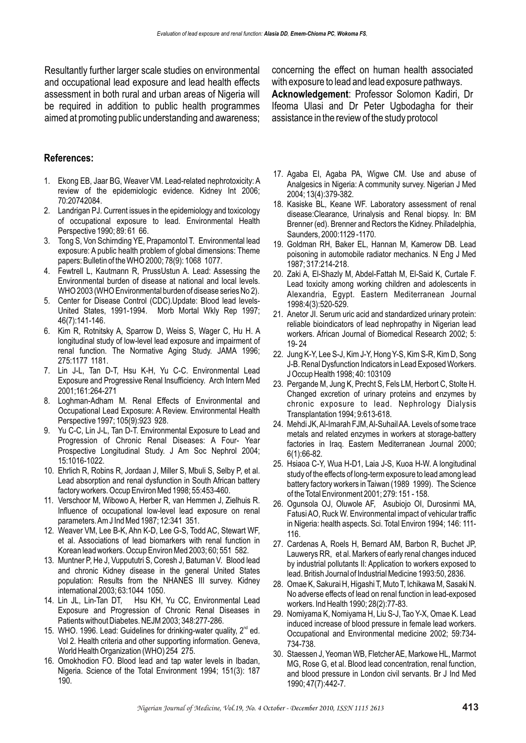Resultantly further larger scale studies on environmental and occupational lead exposure and lead health effects assessment in both rural and urban areas of Nigeria will be required in addition to public health programmes aimed at promoting public understanding and awareness; concerning the effect on human health associated with exposure to lead and lead exposure pathways.

**Acknowledgement**: Professor Solomon Kadiri, Dr Ifeoma Ulasi and Dr Peter Ugbodagha for their assistance in the review of the study protocol

## References:

1. Ekong EB, Jaar BG, Weaver VM. Lead-related nephrotoxicity: A review of the epidemiologic evidence. Kidney Int 2006; 70:20742084.
2. Landrigan PJ. Current issues in the epidemiology and toxicology of occupational exposure to lead. Environmental Health Perspective 1990; 89: 61 66.
3. Tong S, Von Schirnding YE, Prapamontol T. Environmental lead exposure: A public health problem of global dimensions: Theme papers: Bulletin of the WHO 2000; 78(9): 1068 1077.
4. Fewtrell L, Kautmann R, PrussUstun A. Lead: Assessing the Environmental burden of disease at national and local levels. WHO 2003 (WHO Environmental burden of disease series No 2).
5. Center for Disease Control (CDC).Update: Blood lead levels-United States, 1991-1994. Morb Mortal Wkly Rep 1997; 46(7):141-146.
6. Kim R, Rotnitsky A, Sparrow D, Weiss S, Wager C, Hu H. A longitudinal study of low-level lead exposure and impairment of renal function. The Normative Aging Study. JAMA 1996; 275:1177 1181.
7. Lin J-L, Tan D-T, Hsu K-H, Yu C-C. Environmental Lead Exposure and Progressive Renal Insufficiency. Arch Intern Med 2001;161:264-271
8. Loghman-Adham M. Renal Effects of Environmental and Occupational Lead Exposure: A Review. Environmental Health Perspective 1997; 105(9):923 928.
9. Yu C-C, Lin J-L, Tan D-T. Environmental Exposure to Lead and Progression of Chronic Renal Diseases: A Four- Year Prospective Longitudinal Study. J Am Soc Nephrol 2004; 15:1016-1022.
10. Ehrlich R, Robins R, Jordaan J, Miller S, Mbuli S, Selby P, et al. Lead absorption and renal dysfunction in South African battery factory workers. Occup Environ Med 1998; 55:453-460.
11. Verschoor M, Wibowo A, Herber R, van Hemmen J, Zielhuis R. Influence of occupational low-level lead exposure on renal parameters. Am J Ind Med 1987; 12:341 351.
12. Weaver VM, Lee B-K, Ahn K-D, Lee G-S, Todd AC, Stewart WF, et al. Associations of lead biomarkers with renal function in Korean lead workers. Occup Environ Med 2003; 60; 551 582.
13. Muntner P, He J, Vuppututri S, Coresh J, Batuman V. Blood lead and chronic Kidney disease in the general United States population: Results from the NHANES III survey. Kidney international 2003; 63:1044 1050.
14. Lin JL, Lin-Tan DT, Hsu KH, Yu CC, Environmental Lead Exposure and Progression of Chronic Renal Diseases in Patients without Diabetes. NEJM 2003; 348:277-286.
15. WHO. 1996. Lead: Guidelines for drinking-water quality, 2nd ed. Vol 2. Health criteria and other supporting information. Geneva, World Health Organization (WHO) 254 275.
16. Omokhodion FO. Blood lead and tap water levels in Ibadan, Nigeria. Science of the Total Environment 1994; 151(3): 187 190.
17. Agaba EI, Agaba PA, Wigwe CM. Use and abuse of Analgesics in Nigeria: A community survey. Nigerian J Med 2004; 13(4):379-382.
18. Kasiske BL, Keane WF. Laboratory assessment of renal disease:Clearance, Urinalysis and Renal biopsy. In: BM Brenner (ed). Brenner and Rectors the Kidney. Philadelphia, Saunders, 2000:1129 -1170.
19. Goldman RH, Baker EL, Hannan M, Kamerow DB. Lead poisoning in automobile radiator mechanics. N Eng J Med 1987; 317:214-218.
20. Zaki A, El-Shazly M, Abdel-Fattah M, El-Said K, Curtale F. Lead toxicity among working children and adolescents in Alexandria, Egypt. Eastern Mediterranean Journal 1998:4(3):520-529.
21. Anetor JI. Serum uric acid and standardized urinary protein: reliable bioindicators of lead nephropathy in Nigerian lead workers. African Journal of Biomedical Research 2002; 5: 19- 24
22. Jung K-Y, Lee S-J, Kim J-Y, Hong Y-S, Kim S-R, Kim D, Song J-B. Renal Dysfunction Indicators in Lead Exposed Workers. J Occup Health 1998; 40: 103109
23. Pergande M, Jung K, Precht S, Fels LM, Herbort C, Stolte H. Changed excretion of urinary proteins and enzymes by chronic exposure to lead. Nephrology Dialysis Transplantation 1994; 9:613-618.
24. Mehdi JK, Al-Imarah FJM, Al-Suhail AA. Levels of some trace metals and related enzymes in workers at storage-battery factories in Iraq. Eastern Mediterranean Journal 2000; 6(1):66-82.
25. Hsiaoa C-Y, Wua H-D1, Laia J-S, Kuoa H-W. A longitudinal study of the effects of long-term exposure to lead among lead battery factory workers in Taiwan (1989 1999). The Science of the Total Environment 2001; 279: 151 - 158.
26. Ogunsola OJ, Oluwole AF, Asubiojo OI, Durosinmi MA, Fatusi AO, Ruck W. Environmental impact of vehicular traffic in Nigeria: health aspects. Sci. Total Environ 1994; 146: 111- 116.
27. Cardenas A, Roels H, Bernard AM, Barbon R, Buchet JP, Lauwerys RR, et al. Markers of early renal changes induced by industrial pollutants II: Application to workers exposed to lead. British Journal of Industrial Medicine 1993:50, 2836.
28. Omae K, Sakurai H, Higashi T, Muto T, Ichikawa M, Sasaki N. No adverse effects of lead on renal function in lead-exposed workers. Ind Health 1990; 28(2):77-83.
29. Nomiyama K, Nomiyama H, Liu S-J, Tao Y-X, Omae K. Lead induced increase of blood pressure in female lead workers. Occupational and Environmental medicine 2002; 59:734-734-738.
30. Staessen J, Yeoman WB, Fletcher AE, Markowe HL, Marmot MG, Rose G, et al. Blood lead concentration, renal function, and blood pressure in London civil servants. Br J Ind Med 1990; 47(7):442-7.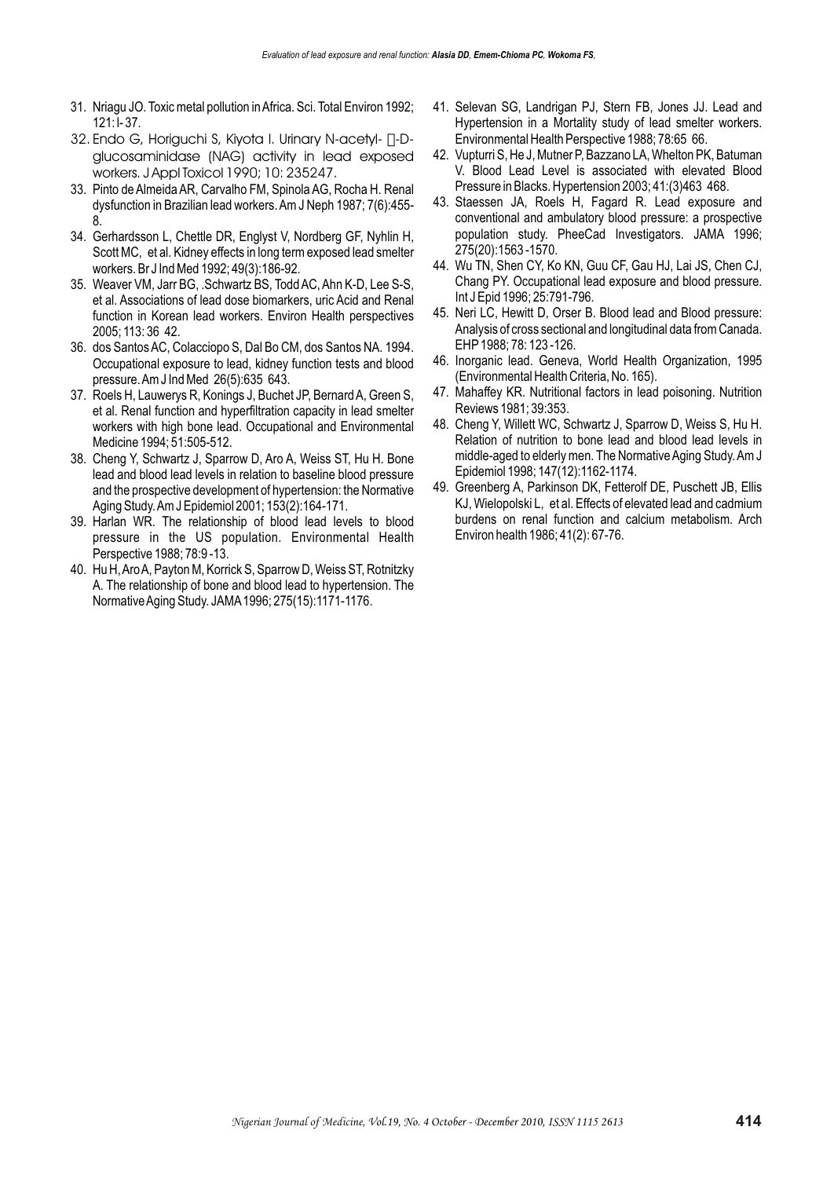31. Nriagu JO. Toxic metal pollution in Africa. Sci. Total Environ 1992; 121: l- 37.
32. Endo G, Horiguchi S, Kiyota I. Urinary N-acetyl- []-D-glucosaminidase (NAG) activity in lead exposed workers. J Appl Toxicol 1990; 10: 235247.
33. Pinto de Almeida AR, Carvalho FM, Spinola AG, Rocha H. Renal dysfunction in Brazilian lead workers. Am J Neph 1987; 7(6):455-8.
34. Gerhardsson L, Chettle DR, Englyst V, Nordberg GF, Nyhlin H, Scott MC, et al. Kidney effects in long term exposed lead smelter workers. Br J Ind Med 1992; 49(3):186-92.
35. Weaver VM, Jarr BG, .Schwartz BS, Todd AC, Ahn K-D, Lee S-S, et al. Associations of lead dose biomarkers, uric Acid and Renal function in Korean lead workers. Environ Health perspectives 2005; 113: 36 42.
36. dos Santos AC, Colacciopo S, Dal Bo CM, dos Santos NA. 1994. Occupational exposure to lead, kidney function tests and blood pressure. Am J Ind Med 26(5):635 643.
37. Roels H, Lauwerys R, Konings J, Buchet JP, Bernard A, Green S, et al. Renal function and hyperfiltration capacity in lead smelter workers with high bone lead. Occupational and Environmental Medicine 1994; 51:505-512.
38. Cheng Y, Schwartz J, Sparrow D, Aro A, Weiss ST, Hu H. Bone lead and blood lead levels in relation to baseline blood pressure and the prospective development of hypertension: the Normative Aging Study. Am J Epidemiol 2001; 153(2):164-171.
39. Harlan WR. The relationship of blood lead levels to blood pressure in the US population. Environmental Health Perspective 1988; 78:9 -13.
40. Hu H, Aro A, Payton M, Korrick S, Sparrow D, Weiss ST, Rotnitzky A. The relationship of bone and blood lead to hypertension. The Normative Aging Study. JAMA 1996; 275(15):1171-1176.
41. Selevan SG, Landrigan PJ, Stern FB, Jones JJ. Lead and Hypertension in a Mortality study of lead smelter workers. Environmental Health Perspective 1988; 78:65 66.
42. Vupturri S, He J, Mutner P, Bazzano LA, Whelton PK, Batuman V. Blood Lead Level is associated with elevated Blood Pressure in Blacks. Hypertension 2003; 41:(3)463 468.
43. Staessen JA, Roels H, Fagard R. Lead exposure and conventional and ambulatory blood pressure: a prospective population study. PheeCad Investigators. JAMA 1996; 275(20):1563 -1570.
44. Wu TN, Shen CY, Ko KN, Guu CF, Gau HJ, Lai JS, Chen CJ, Chang PY. Occupational lead exposure and blood pressure. Int J Epid 1996; 25:791-796.
45. Neri LC, Hewitt D, Orser B. Blood lead and Blood pressure: Analysis of cross sectional and longitudinal data from Canada. EHP 1988; 78: 123 -126.
46. Inorganic lead. Geneva, World Health Organization, 1995 (Environmental Health Criteria, No. 165).
47. Mahaffey KR. Nutritional factors in lead poisoning. Nutrition Reviews 1981; 39:353.
48. Cheng Y, Willett WC, Schwartz J, Sparrow D, Weiss S, Hu H. Relation of nutrition to bone lead and blood lead levels in middle-aged to elderly men. The Normative Aging Study. Am J Epidemiol 1998; 147(12):1162-1174.
49. Greenberg A, Parkinson DK, Fetterolf DE, Puschett JB, Ellis KJ, Wielopolski L, et al. Effects of elevated lead and cadmium burdens on renal function and calcium metabolism. Arch Environ health 1986; 41(2): 67-76.